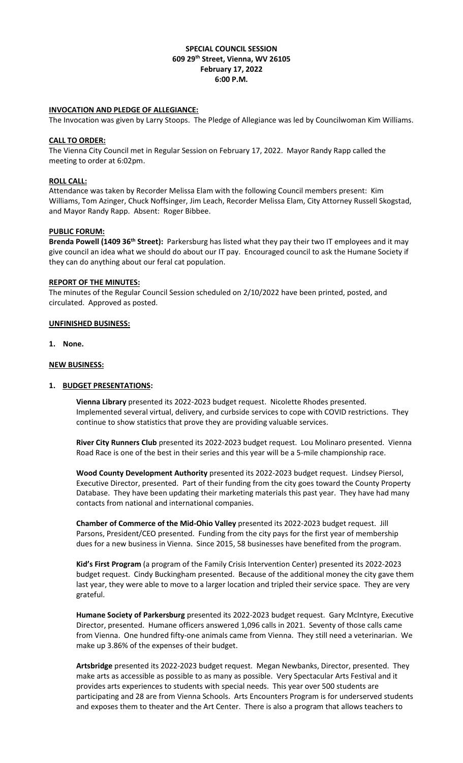**SPECIAL COUNCIL SESSION**
**609 29th Street, Vienna, WV 26105**
**February 17, 2022**
**6:00 P.M.**

**INVOCATION AND PLEDGE OF ALLEGIANCE:**

The Invocation was given by Larry Stoops. The Pledge of Allegiance was led by Councilwoman Kim Williams.

**CALL TO ORDER:**

The Vienna City Council met in Regular Session on February 17, 2022. Mayor Randy Rapp called the meeting to order at 6:02pm.

**ROLL CALL:**

Attendance was taken by Recorder Melissa Elam with the following Council members present: Kim Williams, Tom Azinger, Chuck Noffsinger, Jim Leach, Recorder Melissa Elam, City Attorney Russell Skogstad, and Mayor Randy Rapp. Absent: Roger Bibbee.

**PUBLIC FORUM:**

**Brenda Powell (1409 36th Street):** Parkersburg has listed what they pay their two IT employees and it may give council an idea what we should do about our IT pay. Encouraged council to ask the Humane Society if they can do anything about our feral cat population.

**REPORT OF THE MINUTES:**

The minutes of the Regular Council Session scheduled on 2/10/2022 have been printed, posted, and circulated. Approved as posted.

**UNFINISHED BUSINESS:**

**1. None.**

**NEW BUSINESS:**

**1. BUDGET PRESENTATIONS:**

**Vienna Library** presented its 2022-2023 budget request. Nicolette Rhodes presented. Implemented several virtual, delivery, and curbside services to cope with COVID restrictions. They continue to show statistics that prove they are providing valuable services.

**River City Runners Club** presented its 2022-2023 budget request. Lou Molinaro presented. Vienna Road Race is one of the best in their series and this year will be a 5-mile championship race.

**Wood County Development Authority** presented its 2022-2023 budget request. Lindsey Piersol, Executive Director, presented. Part of their funding from the city goes toward the County Property Database. They have been updating their marketing materials this past year. They have had many contacts from national and international companies.

**Chamber of Commerce of the Mid-Ohio Valley** presented its 2022-2023 budget request. Jill Parsons, President/CEO presented. Funding from the city pays for the first year of membership dues for a new business in Vienna. Since 2015, 58 businesses have benefited from the program.

**Kid's First Program** (a program of the Family Crisis Intervention Center) presented its 2022-2023 budget request. Cindy Buckingham presented. Because of the additional money the city gave them last year, they were able to move to a larger location and tripled their service space. They are very grateful.

**Humane Society of Parkersburg** presented its 2022-2023 budget request. Gary McIntyre, Executive Director, presented. Humane officers answered 1,096 calls in 2021. Seventy of those calls came from Vienna. One hundred fifty-one animals came from Vienna. They still need a veterinarian. We make up 3.86% of the expenses of their budget.

**Artsbridge** presented its 2022-2023 budget request. Megan Newbanks, Director, presented. They make arts as accessible as possible to as many as possible. Very Spectacular Arts Festival and it provides arts experiences to students with special needs. This year over 500 students are participating and 28 are from Vienna Schools. Arts Encounters Program is for underserved students and exposes them to theater and the Art Center. There is also a program that allows teachers to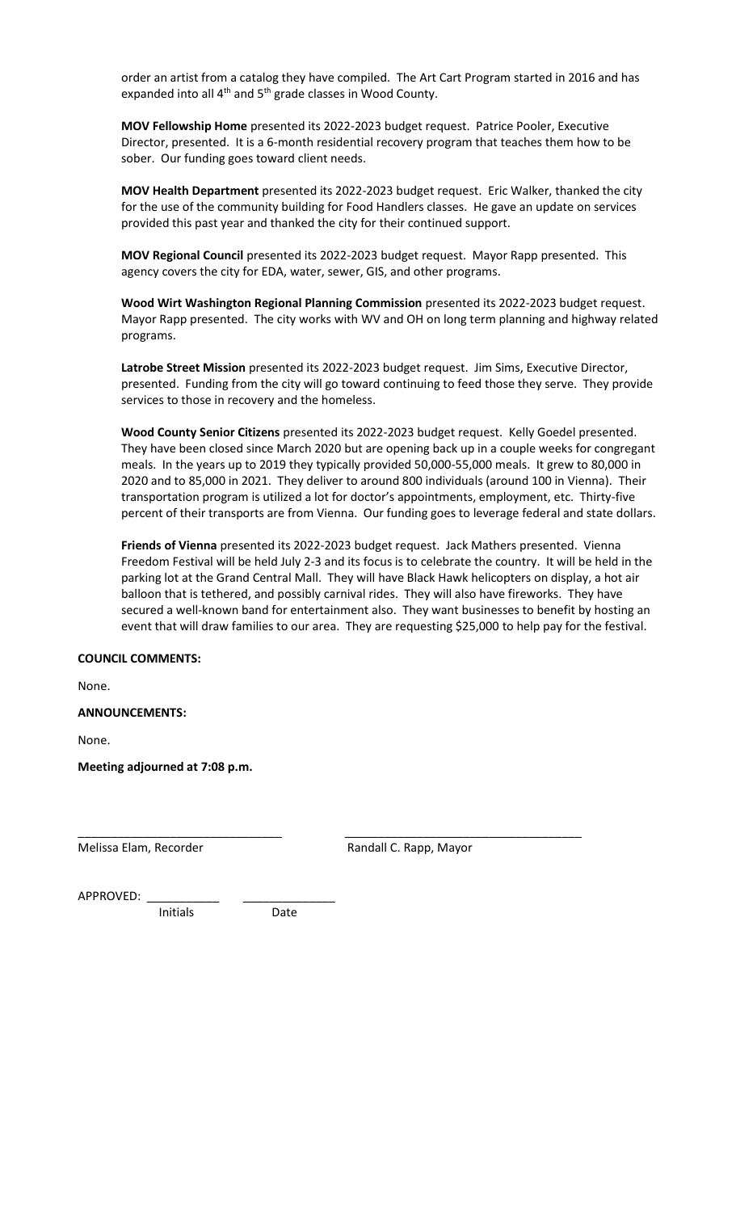order an artist from a catalog they have compiled. The Art Cart Program started in 2016 and has expanded into all 4th and 5th grade classes in Wood County.

**MOV Fellowship Home** presented its 2022-2023 budget request. Patrice Pooler, Executive Director, presented. It is a 6-month residential recovery program that teaches them how to be sober. Our funding goes toward client needs.

**MOV Health Department** presented its 2022-2023 budget request. Eric Walker, thanked the city for the use of the community building for Food Handlers classes. He gave an update on services provided this past year and thanked the city for their continued support.

**MOV Regional Council** presented its 2022-2023 budget request. Mayor Rapp presented. This agency covers the city for EDA, water, sewer, GIS, and other programs.

**Wood Wirt Washington Regional Planning Commission** presented its 2022-2023 budget request. Mayor Rapp presented. The city works with WV and OH on long term planning and highway related programs.

**Latrobe Street Mission** presented its 2022-2023 budget request. Jim Sims, Executive Director, presented. Funding from the city will go toward continuing to feed those they serve. They provide services to those in recovery and the homeless.

**Wood County Senior Citizens** presented its 2022-2023 budget request. Kelly Goedel presented. They have been closed since March 2020 but are opening back up in a couple weeks for congregant meals. In the years up to 2019 they typically provided 50,000-55,000 meals. It grew to 80,000 in 2020 and to 85,000 in 2021. They deliver to around 800 individuals (around 100 in Vienna). Their transportation program is utilized a lot for doctor's appointments, employment, etc. Thirty-five percent of their transports are from Vienna. Our funding goes to leverage federal and state dollars.

**Friends of Vienna** presented its 2022-2023 budget request. Jack Mathers presented. Vienna Freedom Festival will be held July 2-3 and its focus is to celebrate the country. It will be held in the parking lot at the Grand Central Mall. They will have Black Hawk helicopters on display, a hot air balloon that is tethered, and possibly carnival rides. They will also have fireworks. They have secured a well-known band for entertainment also. They want businesses to benefit by hosting an event that will draw families to our area. They are requesting $25,000 to help pay for the festival.

**COUNCIL COMMENTS:**

None.

**ANNOUNCEMENTS:**

None.

**Meeting adjourned at 7:08 p.m.**

______________________________ Melissa Elam, Recorder

______________________________ Randall C. Rapp, Mayor

APPROVED: ___________ Initials ______________ Date